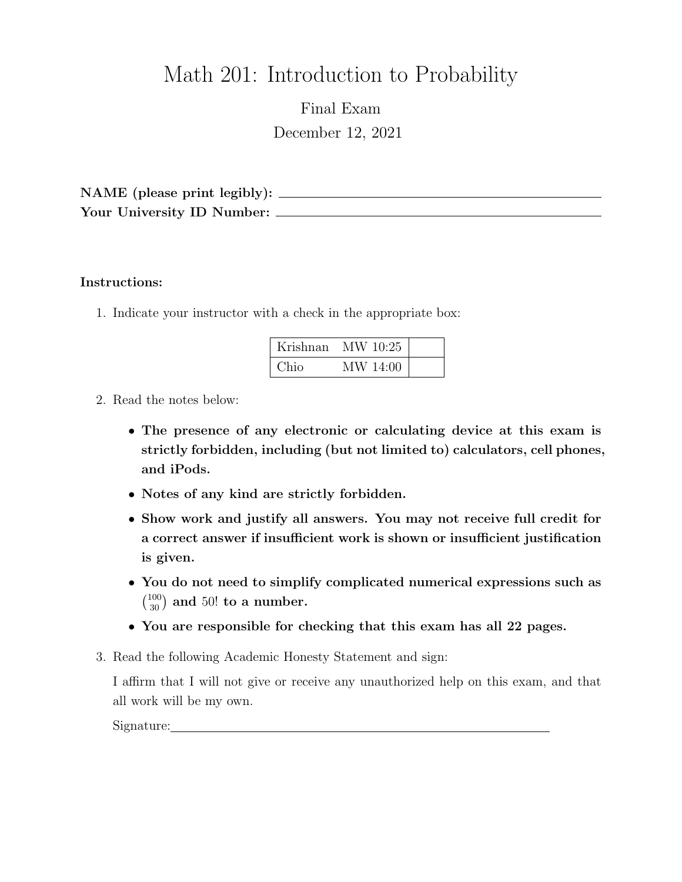# Math 201: Introduction to Probability

## Final Exam

December 12, 2021

**NAME (please print legibly):** ______________________________

**Your University ID Number:** ______________________________

**Instructions:**

1. Indicate your instructor with a check in the appropriate box:

| Krishnan | MW 10:25 | |
|---|---|---|
| Chio | MW 14:00 | |

2. Read the notes below:

   - **The presence of any electronic or calculating device at this exam is strictly forbidden, including (but not limited to) calculators, cell phones, and iPods.**
   - **Notes of any kind are strictly forbidden.**
   - **Show work and justify all answers. You may not receive full credit for a correct answer if insufficient work is shown or insufficient justification is given.**
   - **You do not need to simplify complicated numerical expressions such as $\binom{100}{30}$ and 50! to a number.**
   - **You are responsible for checking that this exam has all 22 pages.**

3. Read the following Academic Honesty Statement and sign:

   I affirm that I will not give or receive any unauthorized help on this exam, and that all work will be my own.

   Signature: ______________________________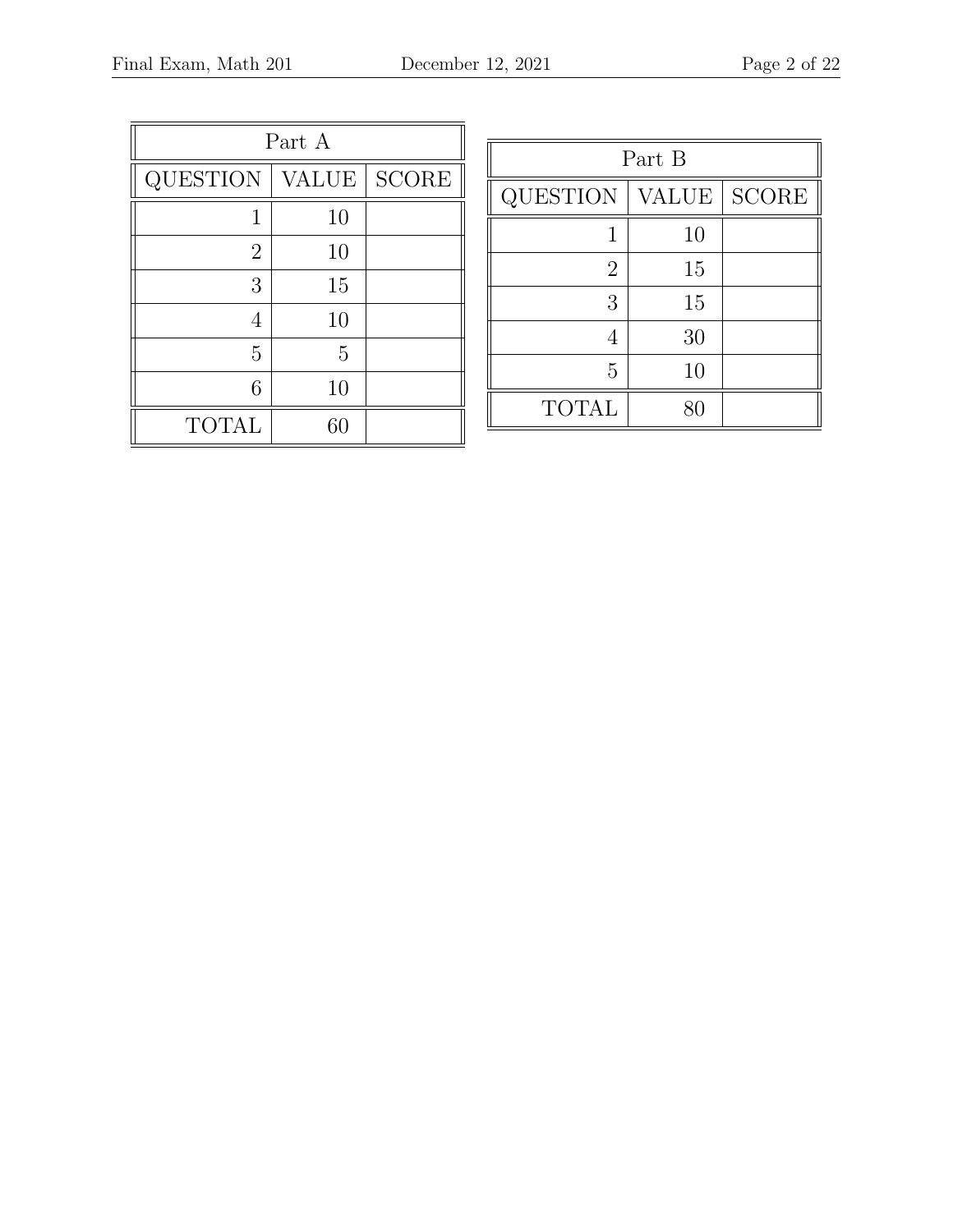| Part A | | |
|---|---|---|
| QUESTION | VALUE | SCORE |
| 1 | 10 | |
| 2 | 10 | |
| 3 | 15 | |
| 4 | 10 | |
| 5 | 5 | |
| 6 | 10 | |
| TOTAL | 60 | |

| Part B | | |
|---|---|---|
| QUESTION | VALUE | SCORE |
| 1 | 10 | |
| 2 | 15 | |
| 3 | 15 | |
| 4 | 30 | |
| 5 | 10 | |
| TOTAL | 80 | |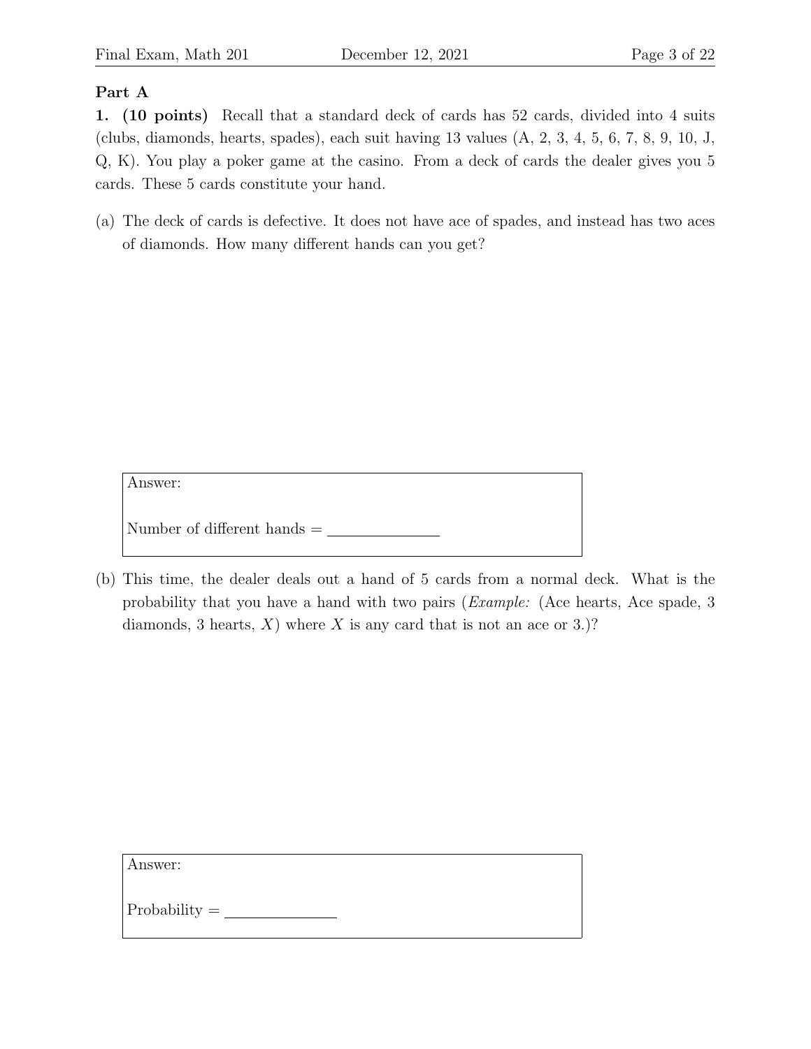## Part A

**1. (10 points)** Recall that a standard deck of cards has 52 cards, divided into 4 suits (clubs, diamonds, hearts, spades), each suit having 13 values (A, 2, 3, 4, 5, 6, 7, 8, 9, 10, J, Q, K). You play a poker game at the casino. From a deck of cards the dealer gives you 5 cards. These 5 cards constitute your hand.

(a) The deck of cards is defective. It does not have ace of spades, and instead has two aces of diamonds. How many different hands can you get?

Answer:

Number of different hands = ______________

(b) This time, the dealer deals out a hand of 5 cards from a normal deck. What is the probability that you have a hand with two pairs (*Example:* (Ace hearts, Ace spade, 3 diamonds, 3 hearts, $X$) where $X$ is any card that is not an ace or 3.)?

Answer:

Probability = ______________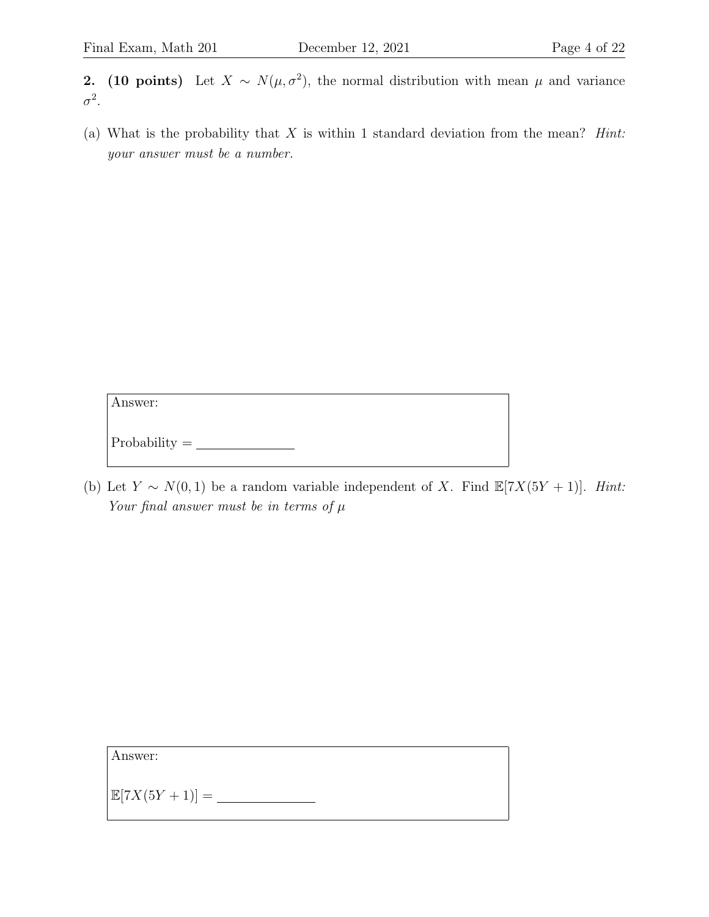**2. (10 points)** Let $X \sim N(\mu, \sigma^2)$, the normal distribution with mean $\mu$ and variance $\sigma^2$.

(a) What is the probability that $X$ is within 1 standard deviation from the mean? *Hint: your answer must be a number.*

Answer:

Probability = \_\_\_\_\_\_\_\_\_\_\_\_\_\_

(b) Let $Y \sim N(0, 1)$ be a random variable independent of $X$. Find $\mathbb{E}[7X(5Y + 1)]$. *Hint: Your final answer must be in terms of* $\mu$

Answer:

$\mathbb{E}[7X(5Y + 1)] =$ \_\_\_\_\_\_\_\_\_\_\_\_\_\_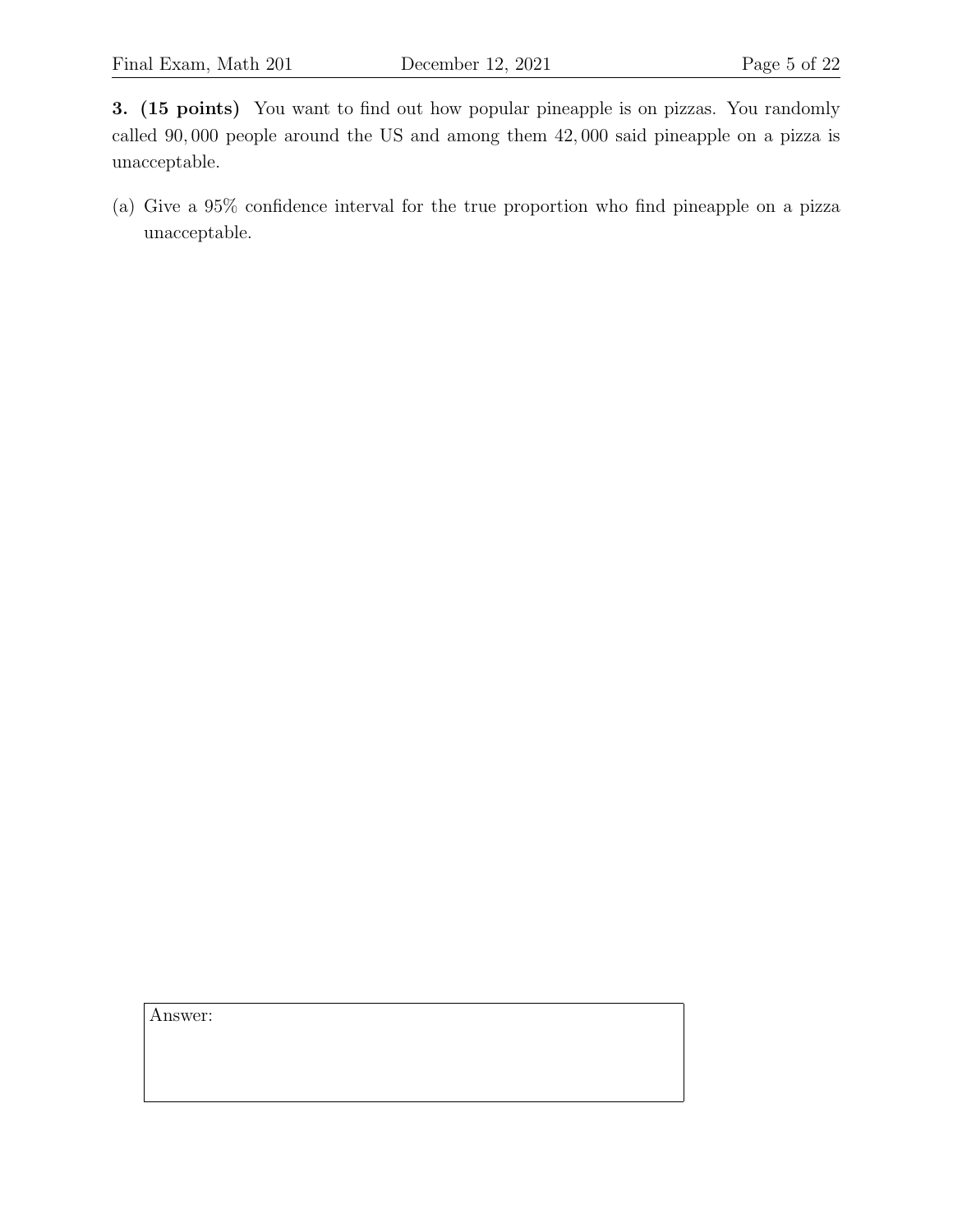**3. (15 points)** You want to find out how popular pineapple is on pizzas. You randomly called 90, 000 people around the US and among them 42, 000 said pineapple on a pizza is unacceptable.

(a) Give a 95% confidence interval for the true proportion who find pineapple on a pizza unacceptable.

Answer: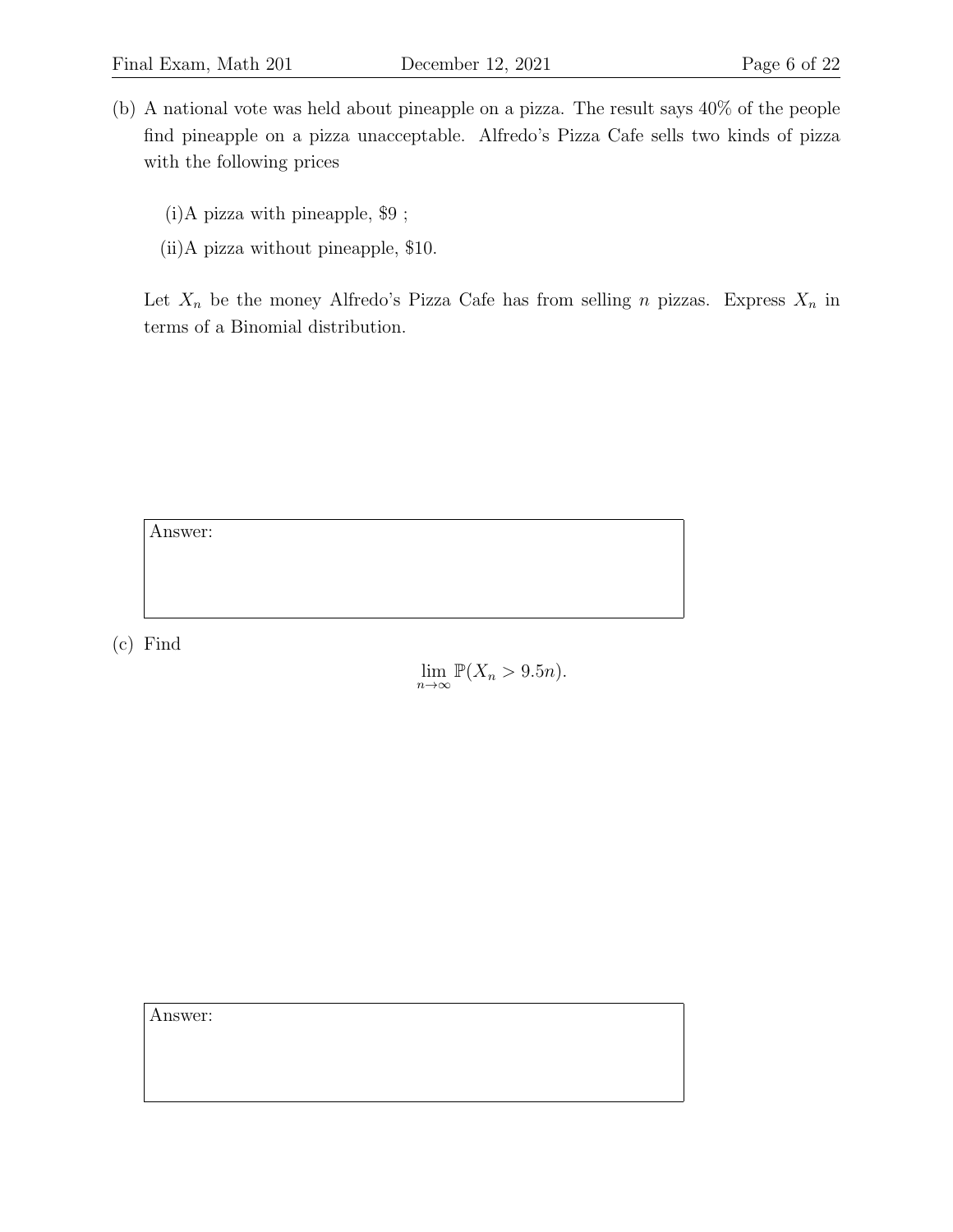(b) A national vote was held about pineapple on a pizza. The result says 40% of the people find pineapple on a pizza unacceptable. Alfredo's Pizza Cafe sells two kinds of pizza with the following prices

(i) A pizza with pineapple, $9 ;

(ii) A pizza without pineapple, $10.

Let $X_n$ be the money Alfredo's Pizza Cafe has from selling $n$ pizzas. Express $X_n$ in terms of a Binomial distribution.

Answer:

(c) Find

$$\lim_{n\to\infty} \mathbb{P}(X_n > 9.5n).$$

Answer: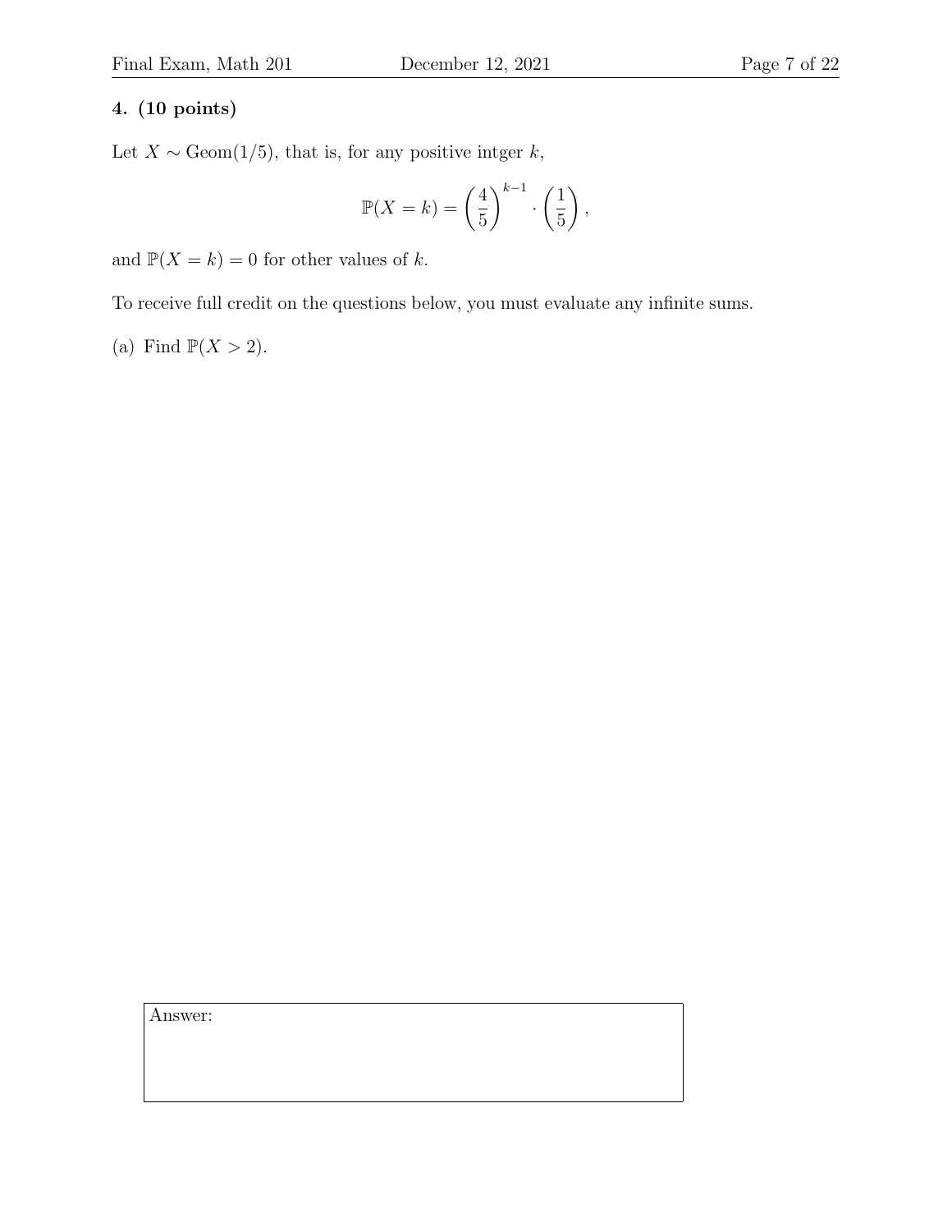**4. (10 points)**

Let $X \sim \text{Geom}(1/5)$, that is, for any positive intger $k$,

$$\mathbb{P}(X = k) = \left(\frac{4}{5}\right)^{k-1} \cdot \left(\frac{1}{5}\right),$$

and $\mathbb{P}(X = k) = 0$ for other values of $k$.

To receive full credit on the questions below, you must evaluate any infinite sums.

(a) Find $\mathbb{P}(X > 2)$.

Answer: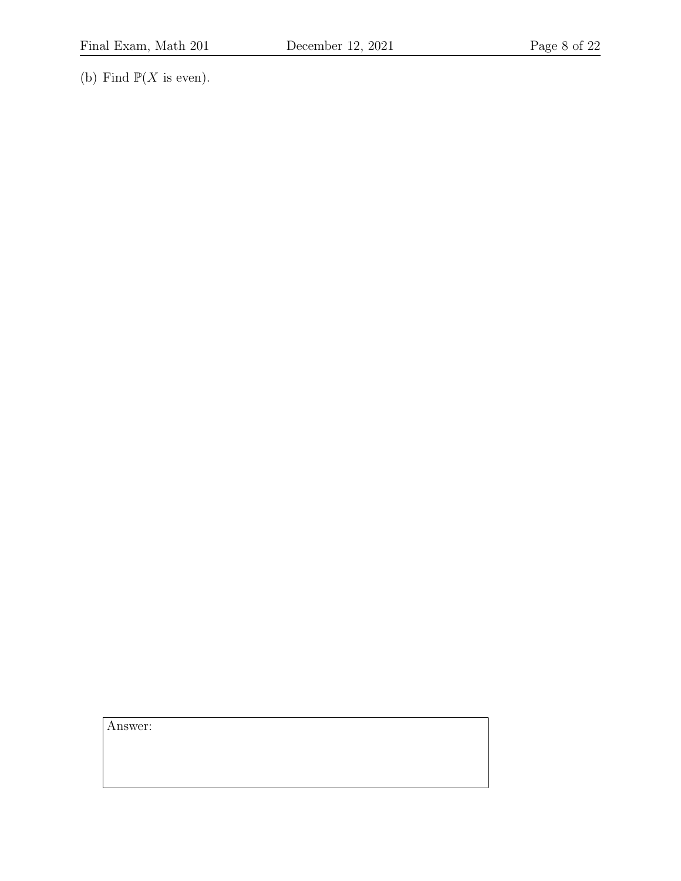(b) Find $\mathbb{P}(X \text{ is even})$.

Answer: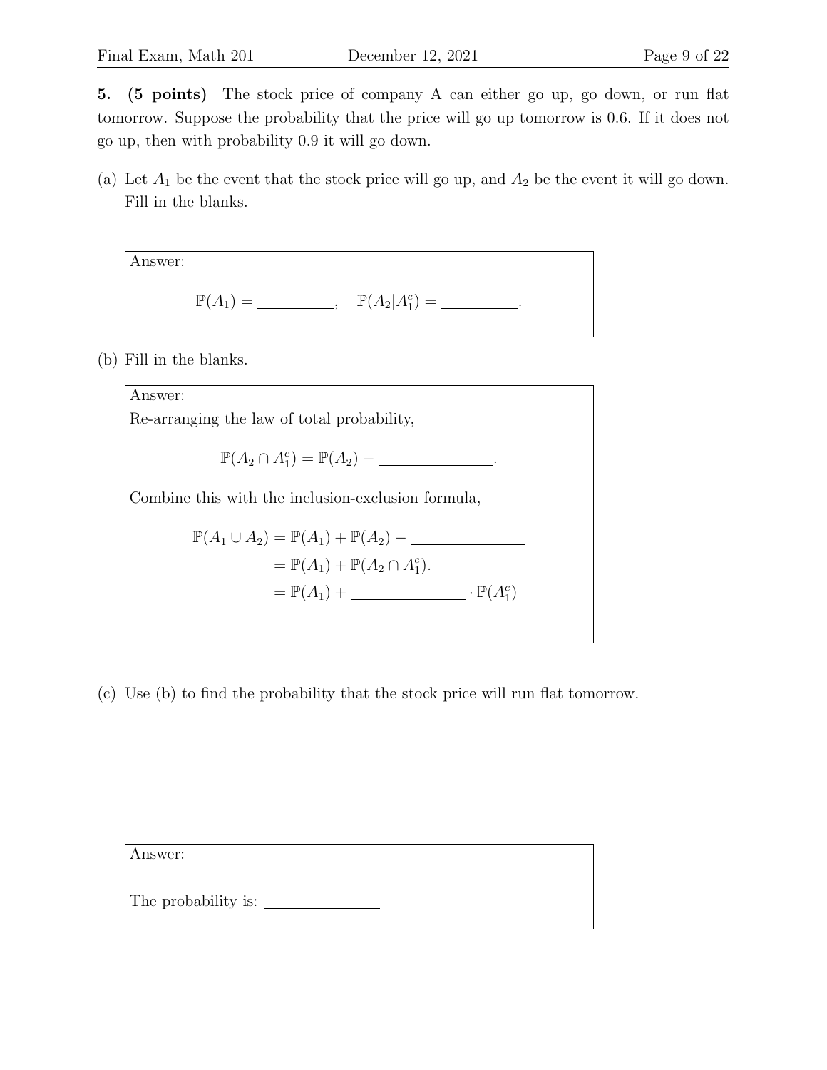**5. (5 points)** The stock price of company A can either go up, go down, or run flat tomorrow. Suppose the probability that the price will go up tomorrow is 0.6. If it does not go up, then with probability 0.9 it will go down.

(a) Let $A_1$ be the event that the stock price will go up, and $A_2$ be the event it will go down. Fill in the blanks.

> Answer:
>
> $\mathbb{P}(A_1) =$ \_\_\_\_\_\_\_\_\_\_, $\quad \mathbb{P}(A_2|A_1^c) =$ \_\_\_\_\_\_\_\_\_\_.

(b) Fill in the blanks.

> Answer:
>
> Re-arranging the law of total probability,
>
> $$\mathbb{P}(A_2 \cap A_1^c) = \mathbb{P}(A_2) - \_\_\_\_\_\_\_\_\_\_.$$
>
> Combine this with the inclusion-exclusion formula,
>
> $$\begin{aligned} \mathbb{P}(A_1 \cup A_2) &= \mathbb{P}(A_1) + \mathbb{P}(A_2) - \_\_\_\_\_\_\_\_\_\_ \\ &= \mathbb{P}(A_1) + \mathbb{P}(A_2 \cap A_1^c). \\ &= \mathbb{P}(A_1) + \_\_\_\_\_\_\_\_\_\_ \cdot \mathbb{P}(A_1^c) \end{aligned}$$

(c) Use (b) to find the probability that the stock price will run flat tomorrow.

> Answer:
>
> The probability is: \_\_\_\_\_\_\_\_\_\_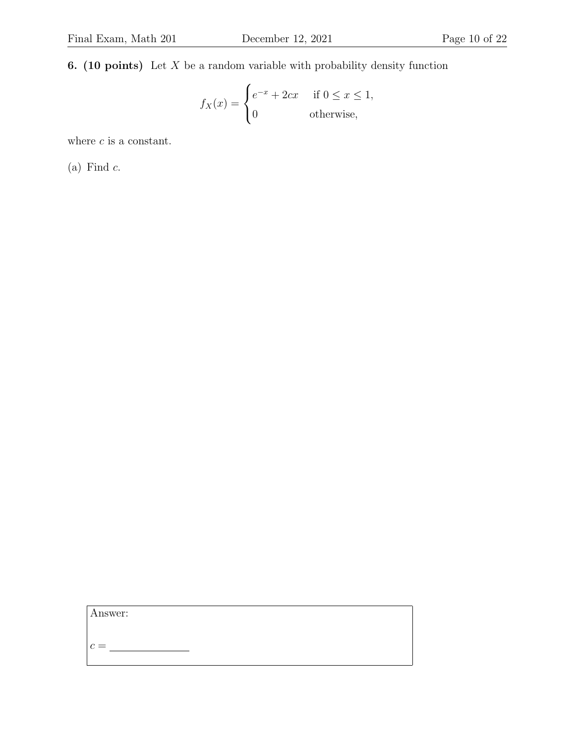**6. (10 points)** Let $X$ be a random variable with probability density function

$$f_X(x) = \begin{cases} e^{-x} + 2cx & \text{if } 0 \leq x \leq 1, \\ 0 & \text{otherwise,} \end{cases}$$

where $c$ is a constant.

(a) Find $c$.

Answer:

$c =$ \_\_\_\_\_\_\_\_\_\_\_\_\_\_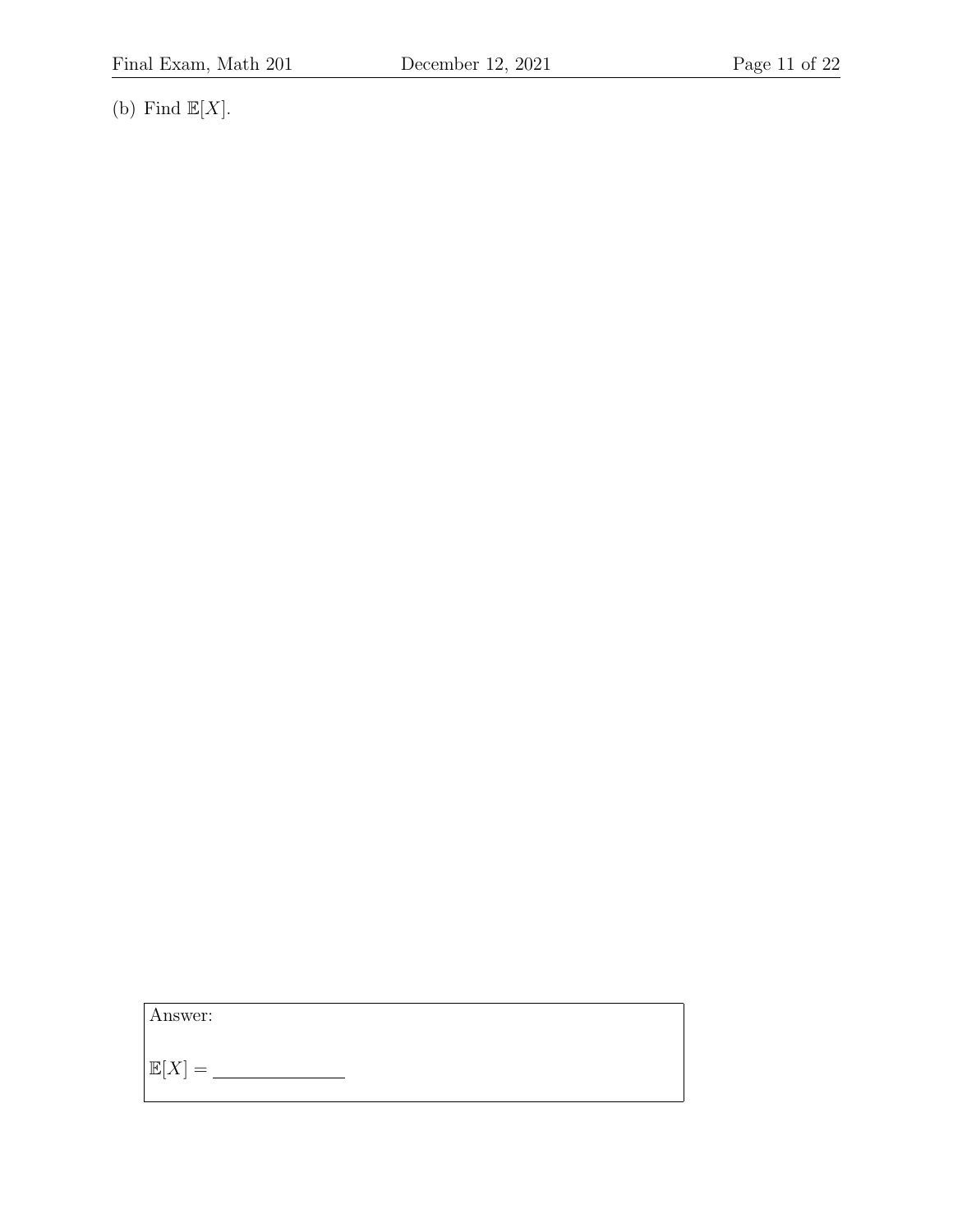(b) Find $\mathbb{E}[X]$.

Answer:

$\mathbb{E}[X] =$ \_\_\_\_\_\_\_\_\_\_\_\_\_\_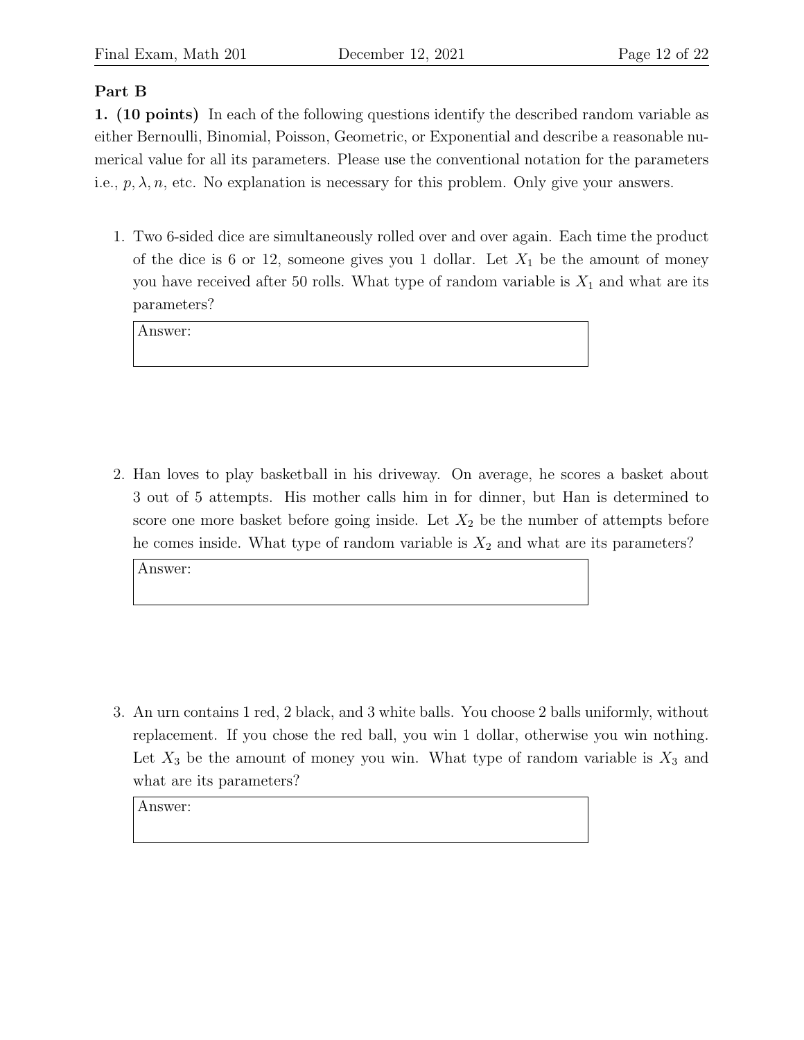## Part B

**1. (10 points)** In each of the following questions identify the described random variable as either Bernoulli, Binomial, Poisson, Geometric, or Exponential and describe a reasonable numerical value for all its parameters. Please use the conventional notation for the parameters i.e., $p, \lambda, n$, etc. No explanation is necessary for this problem. Only give your answers.

1. Two 6-sided dice are simultaneously rolled over and over again. Each time the product of the dice is 6 or 12, someone gives you 1 dollar. Let $X_1$ be the amount of money you have received after 50 rolls. What type of random variable is $X_1$ and what are its parameters?

   Answer:

2. Han loves to play basketball in his driveway. On average, he scores a basket about 3 out of 5 attempts. His mother calls him in for dinner, but Han is determined to score one more basket before going inside. Let $X_2$ be the number of attempts before he comes inside. What type of random variable is $X_2$ and what are its parameters?

   Answer:

3. An urn contains 1 red, 2 black, and 3 white balls. You choose 2 balls uniformly, without replacement. If you chose the red ball, you win 1 dollar, otherwise you win nothing. Let $X_3$ be the amount of money you win. What type of random variable is $X_3$ and what are its parameters?

   Answer: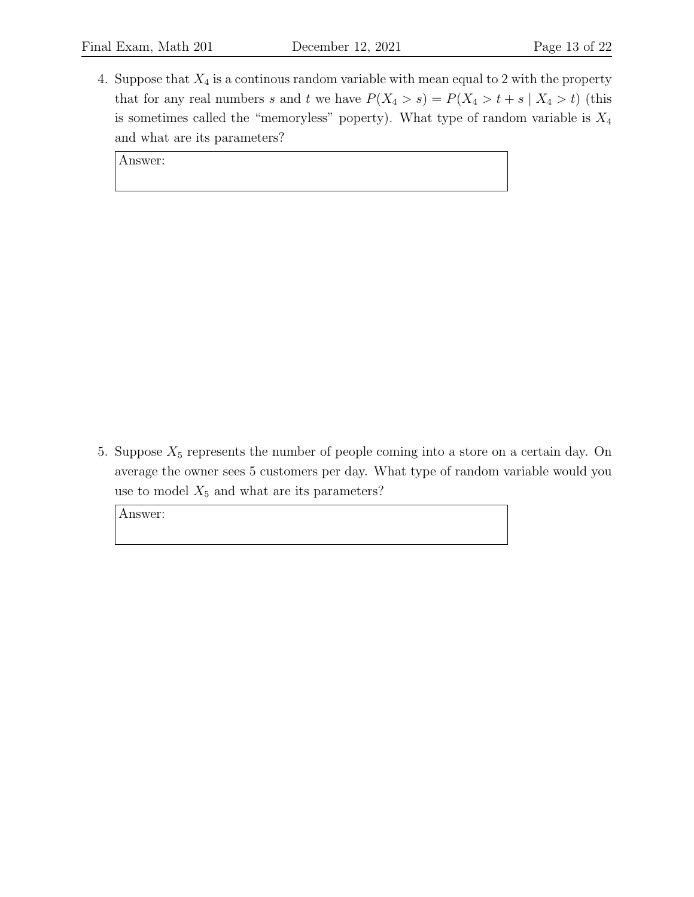4. Suppose that $X_4$ is a continous random variable with mean equal to 2 with the property that for any real numbers $s$ and $t$ we have $P(X_4 > s) = P(X_4 > t + s \mid X_4 > t)$ (this is sometimes called the "memoryless" poperty). What type of random variable is $X_4$ and what are its parameters?

| Answer: |
|---|
| |

5. Suppose $X_5$ represents the number of people coming into a store on a certain day. On average the owner sees 5 customers per day. What type of random variable would you use to model $X_5$ and what are its parameters?

| Answer: |
|---|
| |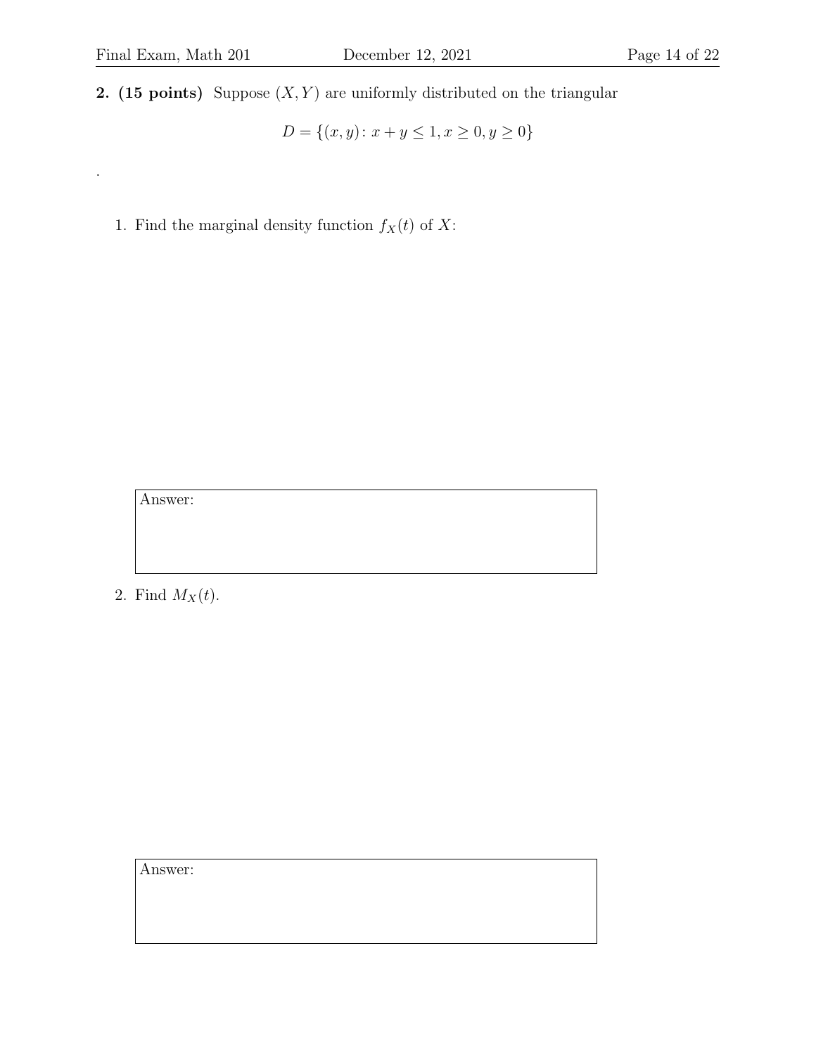**2. (15 points)** Suppose $(X, Y)$ are uniformly distributed on the triangular

$$D = \{(x, y) \colon x + y \leq 1, x \geq 0, y \geq 0\}$$

.

1. Find the marginal density function $f_X(t)$ of $X$:

Answer:

2. Find $M_X(t)$.

Answer: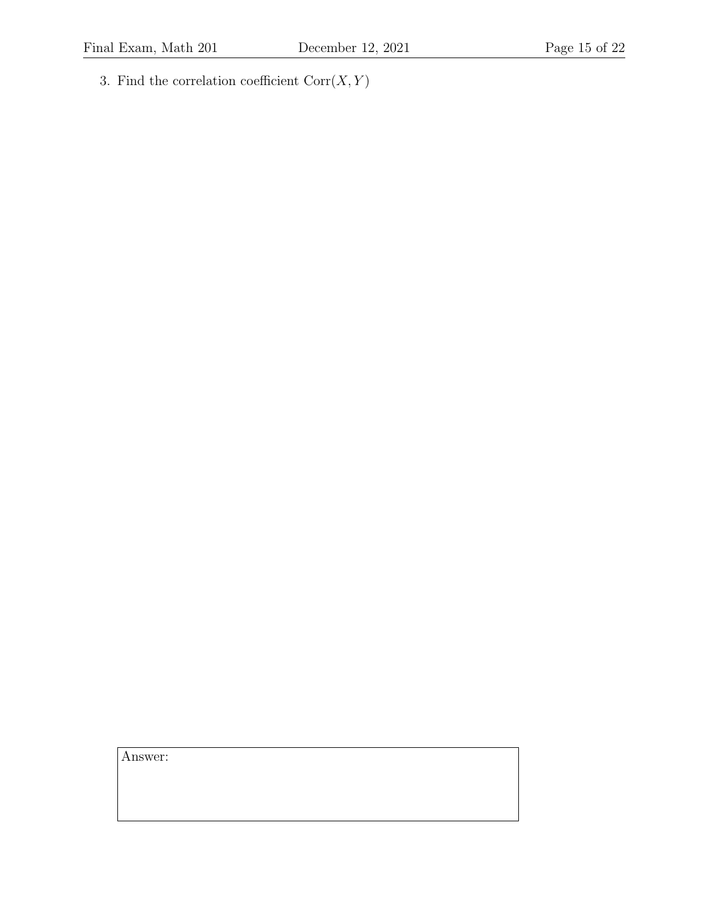3. Find the correlation coefficient $\text{Corr}(X, Y)$

Answer: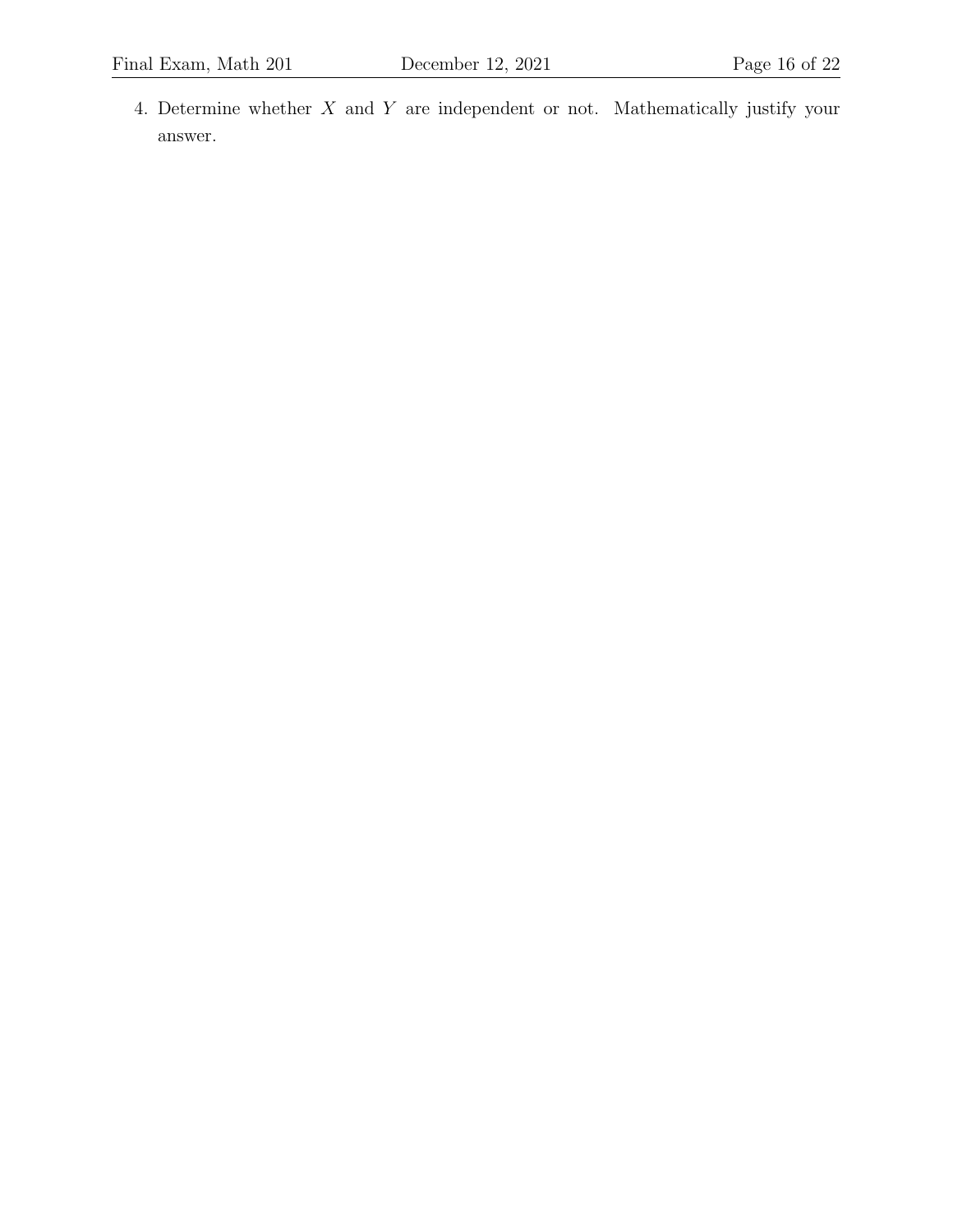4. Determine whether $X$ and $Y$ are independent or not. Mathematically justify your answer.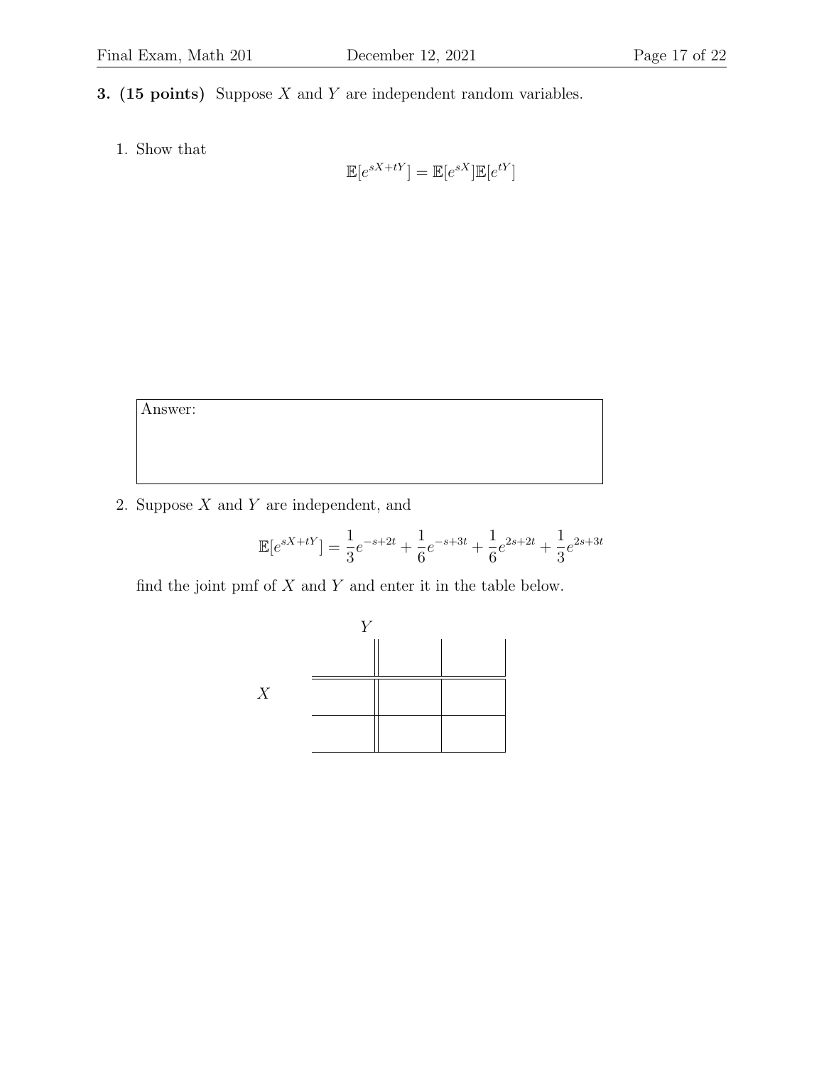**3. (15 points)** Suppose $X$ and $Y$ are independent random variables.

1. Show that

$$\mathbb{E}[e^{sX+tY}] = \mathbb{E}[e^{sX}]\mathbb{E}[e^{tY}]$$

Answer:

2. Suppose $X$ and $Y$ are independent, and

$$\mathbb{E}[e^{sX+tY}] = \frac{1}{3}e^{-s+2t} + \frac{1}{6}e^{-s+3t} + \frac{1}{6}e^{2s+2t} + \frac{1}{3}e^{2s+3t}$$

find the joint pmf of $X$ and $Y$ and enter it in the table below.

| $X$ \ $Y$ | | |
|---|---|---|
| | | |
| | | |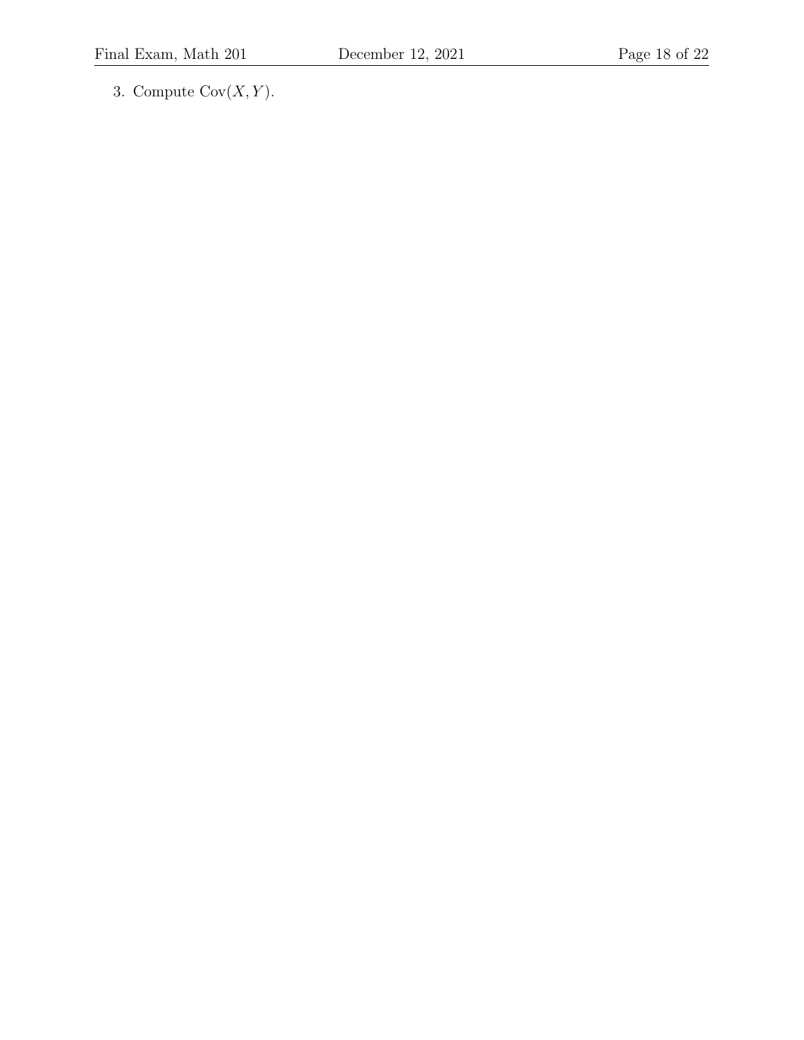3. Compute $\text{Cov}(X, Y)$.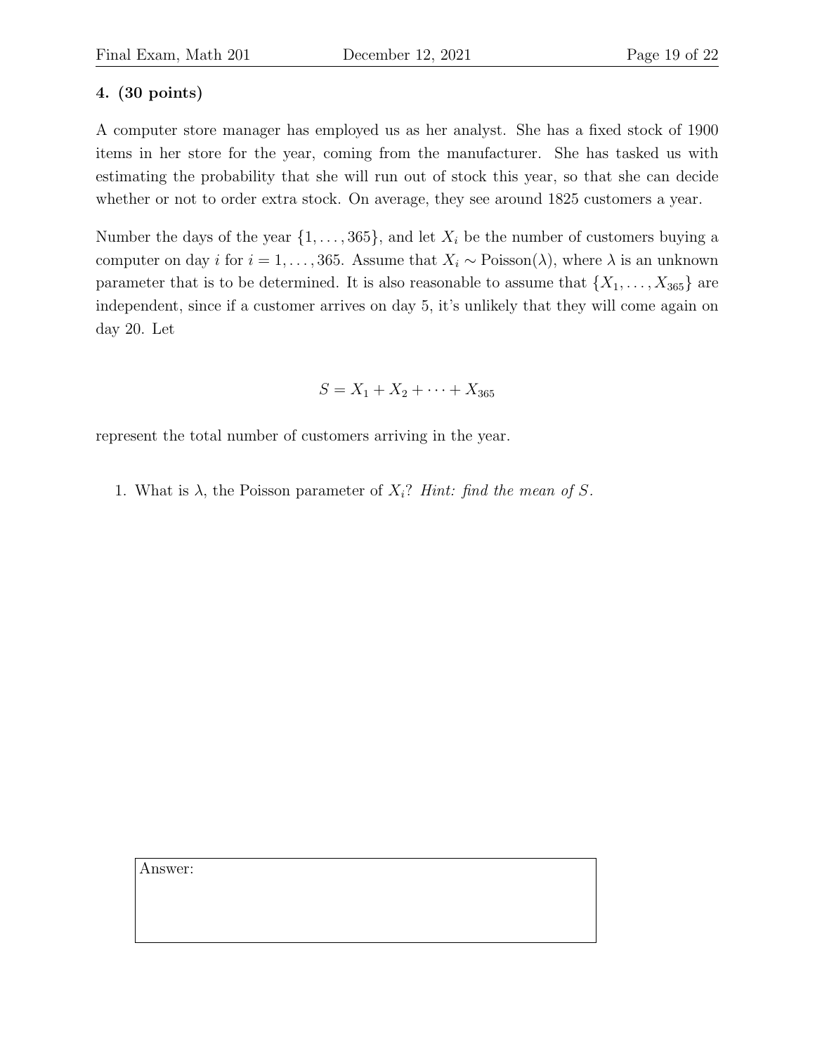**4. (30 points)**

A computer store manager has employed us as her analyst. She has a fixed stock of 1900 items in her store for the year, coming from the manufacturer. She has tasked us with estimating the probability that she will run out of stock this year, so that she can decide whether or not to order extra stock. On average, they see around 1825 customers a year.

Number the days of the year $\{1, \ldots, 365\}$, and let $X_i$ be the number of customers buying a computer on day $i$ for $i = 1, \ldots, 365$. Assume that $X_i \sim \text{Poisson}(\lambda)$, where $\lambda$ is an unknown parameter that is to be determined. It is also reasonable to assume that $\{X_1, \ldots, X_{365}\}$ are independent, since if a customer arrives on day 5, it's unlikely that they will come again on day 20. Let

$$S = X_1 + X_2 + \cdots + X_{365}$$

represent the total number of customers arriving in the year.

1. What is $\lambda$, the Poisson parameter of $X_i$? *Hint: find the mean of $S$.*

Answer: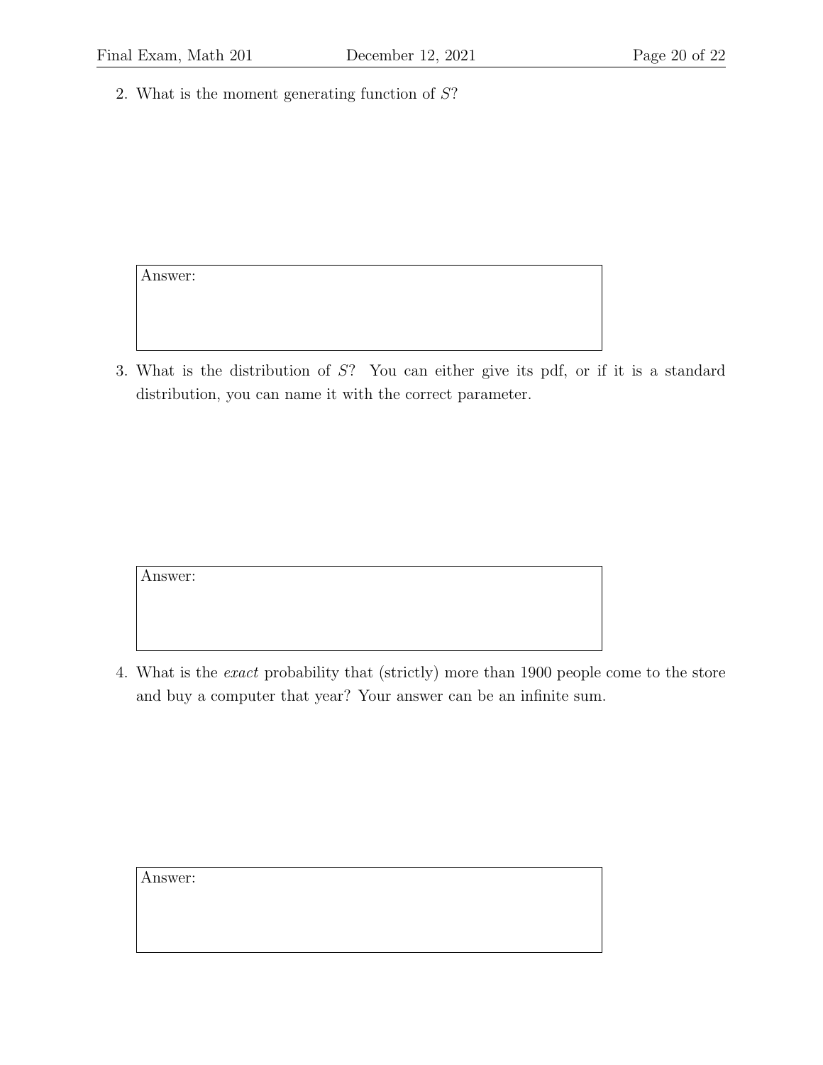2. What is the moment generating function of $S$?

Answer:

3. What is the distribution of $S$? You can either give its pdf, or if it is a standard distribution, you can name it with the correct parameter.

Answer:

4. What is the *exact* probability that (strictly) more than 1900 people come to the store and buy a computer that year? Your answer can be an infinite sum.

Answer: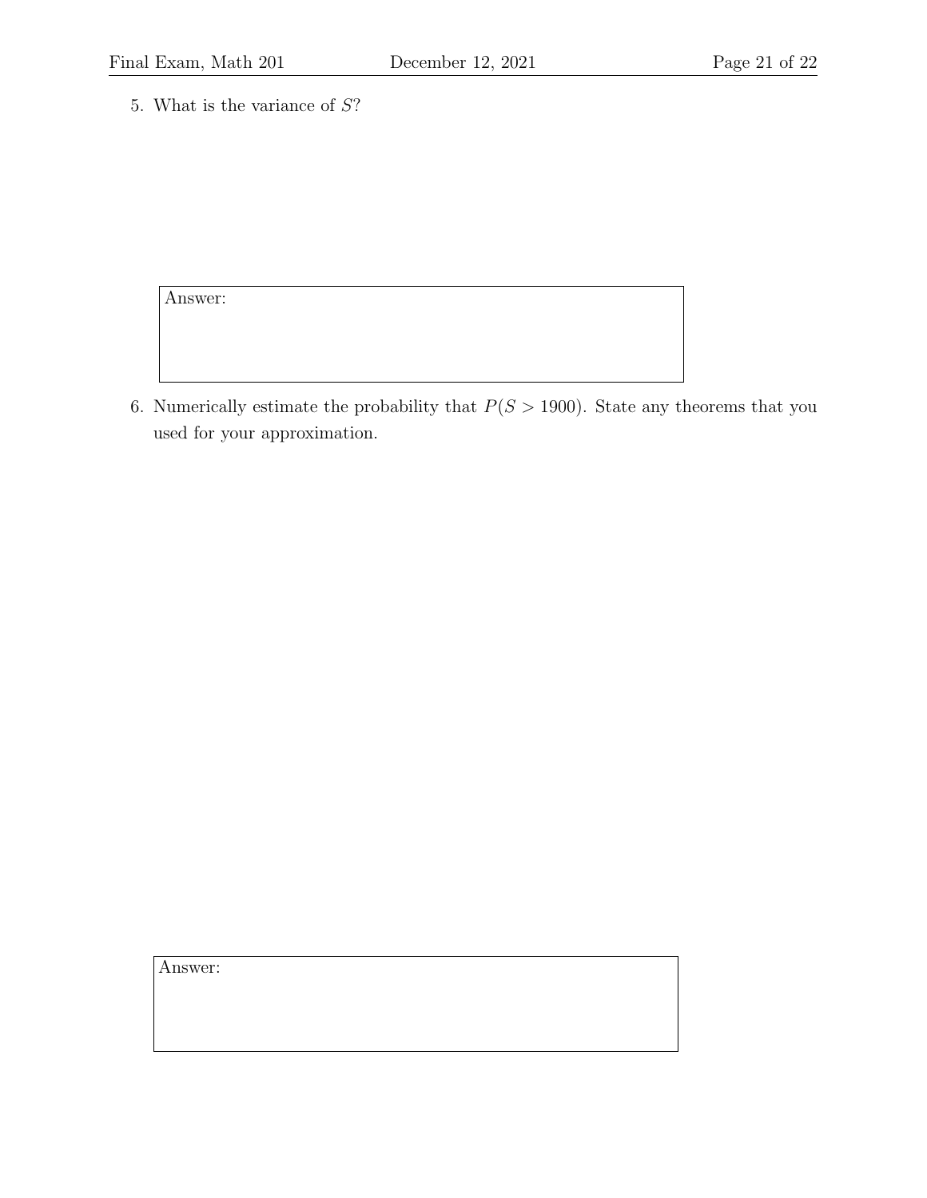5. What is the variance of $S$?

Answer:

6. Numerically estimate the probability that $P(S > 1900)$. State any theorems that you used for your approximation.

Answer: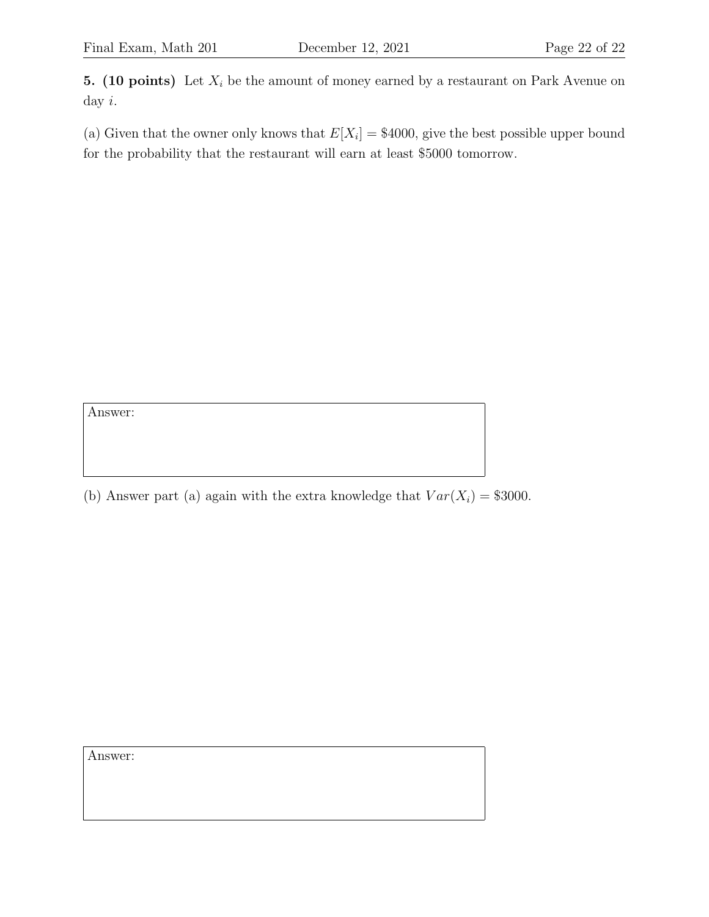**5. (10 points)** Let $X_i$ be the amount of money earned by a restaurant on Park Avenue on day $i$.

(a) Given that the owner only knows that $E[X_i] = \$4000$, give the best possible upper bound for the probability that the restaurant will earn at least \$5000 tomorrow.

| Answer: |
| --- |
| |

(b) Answer part (a) again with the extra knowledge that $Var(X_i) = \$3000$.

| Answer: |
| --- |
| |